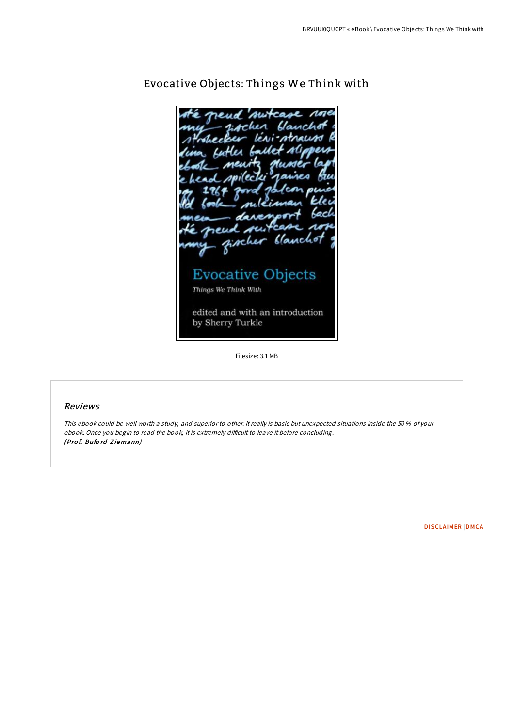# Evocative Objects: Things We Think with

Filesize: 3.1 MB

## Reviews

*This ebook could be well worth a study, and superior to other. It really is basic but unexpected situations inside the 50 % of your ebook. Once you begin to read the book, it is extremely difficult to leave it before concluding.*
***(Prof. Buford Ziemann)***

DISCLAIMER | DMCA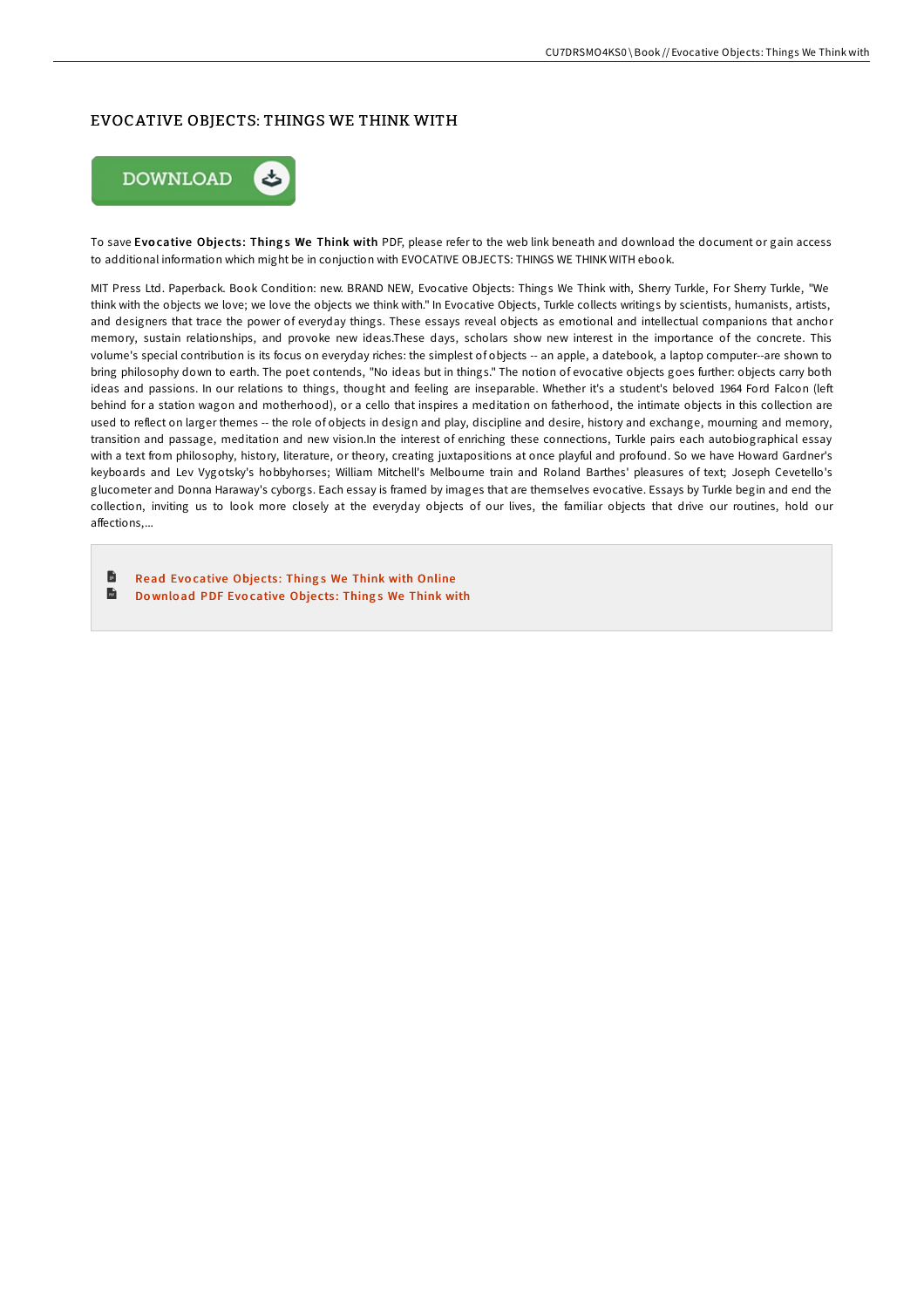# EVOCATIVE OBJECTS: THINGS WE THINK WITH

To save **Evocative Objects: Things We Think with** PDF, please refer to the web link beneath and download the document or gain access to additional information which might be in conjuction with EVOCATIVE OBJECTS: THINGS WE THINK WITH ebook.

MIT Press Ltd. Paperback. Book Condition: new. BRAND NEW, Evocative Objects: Things We Think with, Sherry Turkle, For Sherry Turkle, "We think with the objects we love; we love the objects we think with." In Evocative Objects, Turkle collects writings by scientists, humanists, artists, and designers that trace the power of everyday things. These essays reveal objects as emotional and intellectual companions that anchor memory, sustain relationships, and provoke new ideas.These days, scholars show new interest in the importance of the concrete. This volume's special contribution is its focus on everyday riches: the simplest of objects -- an apple, a datebook, a laptop computer--are shown to bring philosophy down to earth. The poet contends, "No ideas but in things." The notion of evocative objects goes further: objects carry both ideas and passions. In our relations to things, thought and feeling are inseparable. Whether it's a student's beloved 1964 Ford Falcon (left behind for a station wagon and motherhood), or a cello that inspires a meditation on fatherhood, the intimate objects in this collection are used to reflect on larger themes -- the role of objects in design and play, discipline and desire, history and exchange, mourning and memory, transition and passage, meditation and new vision.In the interest of enriching these connections, Turkle pairs each autobiographical essay with a text from philosophy, history, literature, or theory, creating juxtapositions at once playful and profound. So we have Howard Gardner's keyboards and Lev Vygotsky's hobbyhorses; William Mitchell's Melbourne train and Roland Barthes' pleasures of text; Joseph Cevetello's glucometer and Donna Haraway's cyborgs. Each essay is framed by images that are themselves evocative. Essays by Turkle begin and end the collection, inviting us to look more closely at the everyday objects of our lives, the familiar objects that drive our routines, hold our affections,...

- Read Evocative Objects: Things We Think with Online
- Download PDF Evocative Objects: Things We Think with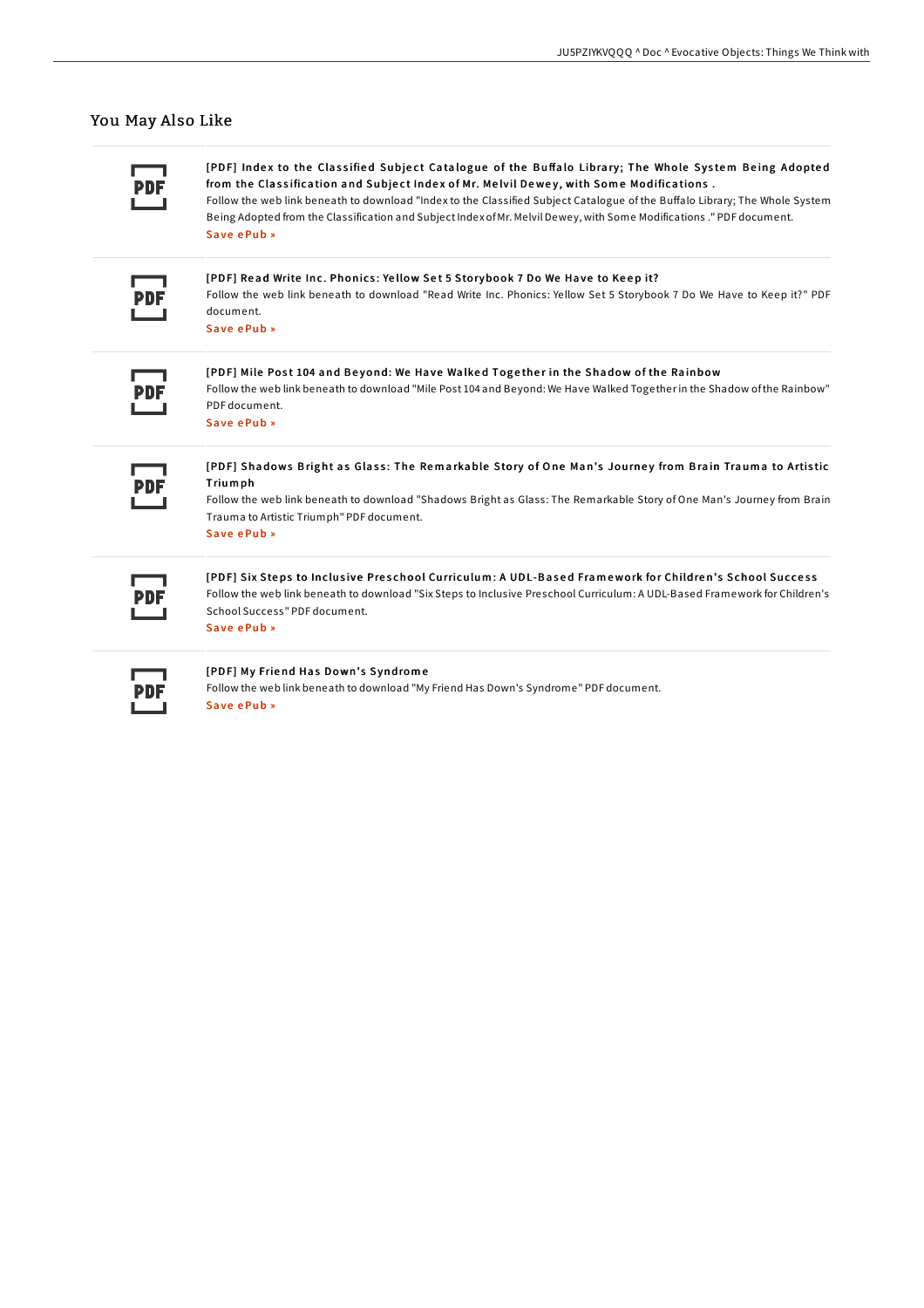## You May Also Like

**[PDF] Index to the Classified Subject Catalogue of the Buffalo Library; The Whole System Being Adopted from the Classification and Subject Index of Mr. Melvil Dewey, with Some Modifications .**

Follow the web link beneath to download "Index to the Classified Subject Catalogue of the Buffalo Library; The Whole System Being Adopted from the Classification and Subject Index of Mr. Melvil Dewey, with Some Modifications ." PDF document.

Save ePub »

**[PDF] Read Write Inc. Phonics: Yellow Set 5 Storybook 7 Do We Have to Keep it?**

Follow the web link beneath to download "Read Write Inc. Phonics: Yellow Set 5 Storybook 7 Do We Have to Keep it?" PDF document.

Save ePub »

**[PDF] Mile Post 104 and Beyond: We Have Walked Together in the Shadow of the Rainbow**

Follow the web link beneath to download "Mile Post 104 and Beyond: We Have Walked Together in the Shadow of the Rainbow" PDF document.

Save ePub »

**[PDF] Shadows Bright as Glass: The Remarkable Story of One Man's Journey from Brain Trauma to Artistic Triumph**

Follow the web link beneath to download "Shadows Bright as Glass: The Remarkable Story of One Man's Journey from Brain Trauma to Artistic Triumph" PDF document.

Save ePub »

**[PDF] Six Steps to Inclusive Preschool Curriculum: A UDL-Based Framework for Children's School Success**

Follow the web link beneath to download "Six Steps to Inclusive Preschool Curriculum: A UDL-Based Framework for Children's School Success" PDF document.

Save ePub »

**[PDF] My Friend Has Down's Syndrome**

Follow the web link beneath to download "My Friend Has Down's Syndrome" PDF document.

Save ePub »